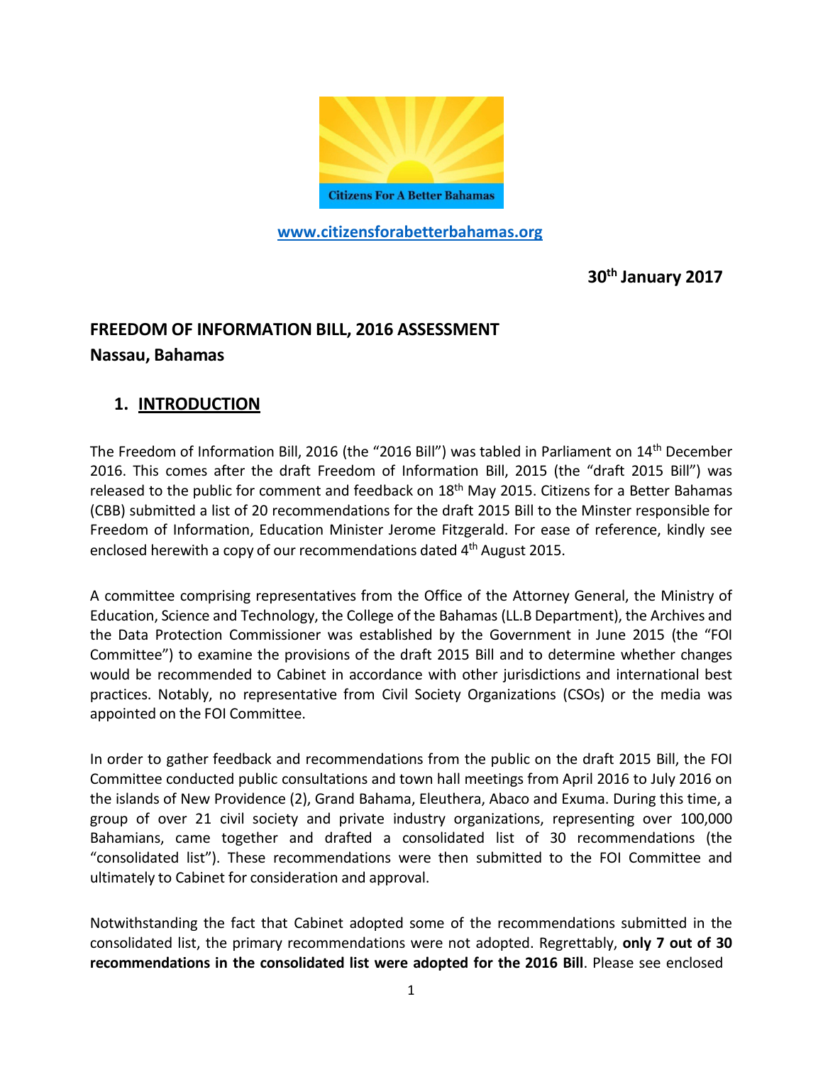Citizens For A Better Bahamas

www.citizensforabetterbahamas.org

**30th January 2017**

## FREEDOM OF INFORMATION BILL, 2016 ASSESSMENT
## Nassau, Bahamas

### 1. INTRODUCTION

The Freedom of Information Bill, 2016 (the "2016 Bill") was tabled in Parliament on 14th December 2016. This comes after the draft Freedom of Information Bill, 2015 (the "draft 2015 Bill") was released to the public for comment and feedback on 18th May 2015. Citizens for a Better Bahamas (CBB) submitted a list of 20 recommendations for the draft 2015 Bill to the Minster responsible for Freedom of Information, Education Minister Jerome Fitzgerald. For ease of reference, kindly see enclosed herewith a copy of our recommendations dated 4th August 2015.

A committee comprising representatives from the Office of the Attorney General, the Ministry of Education, Science and Technology, the College of the Bahamas (LL.B Department), the Archives and the Data Protection Commissioner was established by the Government in June 2015 (the "FOI Committee") to examine the provisions of the draft 2015 Bill and to determine whether changes would be recommended to Cabinet in accordance with other jurisdictions and international best practices. Notably, no representative from Civil Society Organizations (CSOs) or the media was appointed on the FOI Committee.

In order to gather feedback and recommendations from the public on the draft 2015 Bill, the FOI Committee conducted public consultations and town hall meetings from April 2016 to July 2016 on the islands of New Providence (2), Grand Bahama, Eleuthera, Abaco and Exuma. During this time, a group of over 21 civil society and private industry organizations, representing over 100,000 Bahamians, came together and drafted a consolidated list of 30 recommendations (the "consolidated list"). These recommendations were then submitted to the FOI Committee and ultimately to Cabinet for consideration and approval.

Notwithstanding the fact that Cabinet adopted some of the recommendations submitted in the consolidated list, the primary recommendations were not adopted. Regrettably, **only 7 out of 30 recommendations in the consolidated list were adopted for the 2016 Bill**. Please see enclosed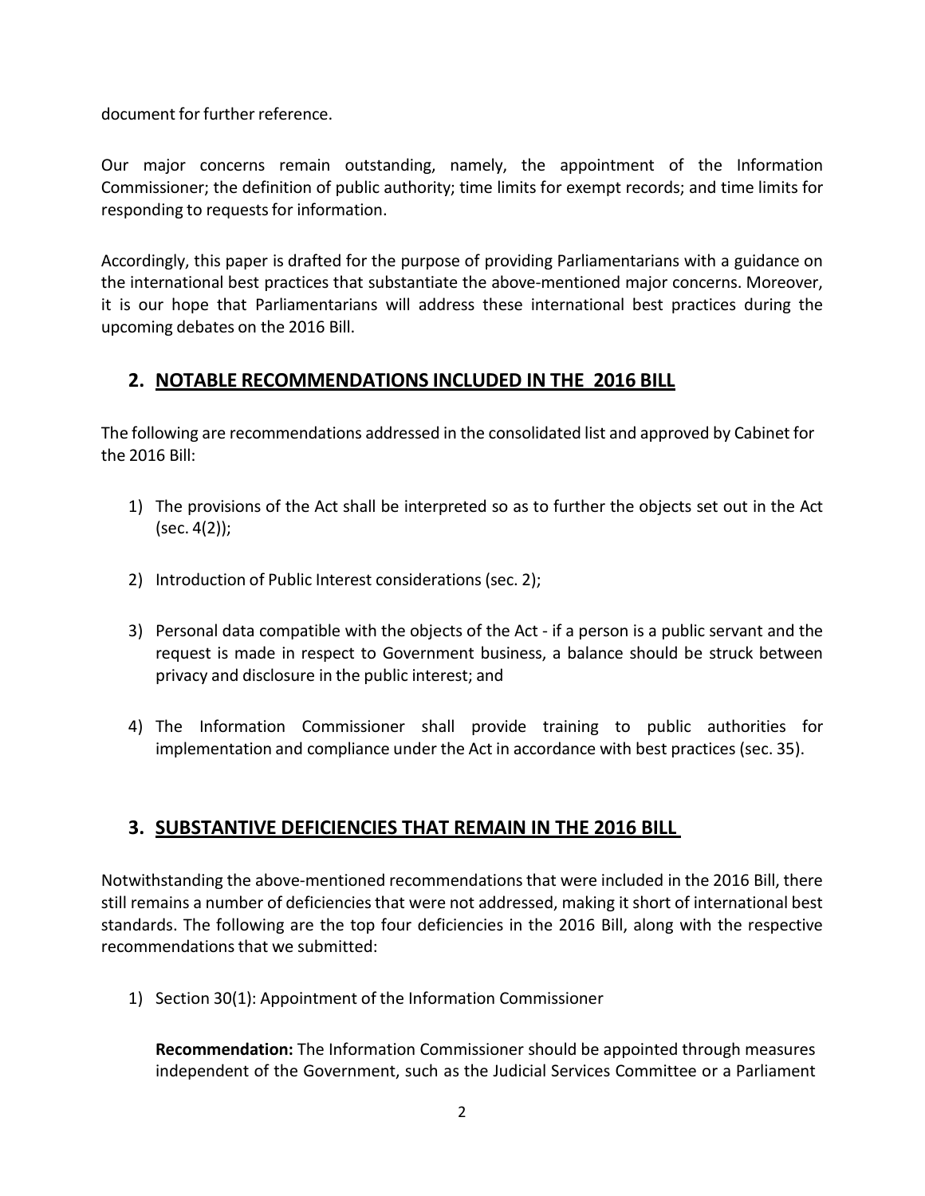document for further reference.

Our major concerns remain outstanding, namely, the appointment of the Information Commissioner; the definition of public authority; time limits for exempt records; and time limits for responding to requests for information.

Accordingly, this paper is drafted for the purpose of providing Parliamentarians with a guidance on the international best practices that substantiate the above-mentioned major concerns. Moreover, it is our hope that Parliamentarians will address these international best practices during the upcoming debates on the 2016 Bill.

## 2. NOTABLE RECOMMENDATIONS INCLUDED IN THE 2016 BILL

The following are recommendations addressed in the consolidated list and approved by Cabinet for the 2016 Bill:

1) The provisions of the Act shall be interpreted so as to further the objects set out in the Act (sec. 4(2));

2) Introduction of Public Interest considerations (sec. 2);

3) Personal data compatible with the objects of the Act - if a person is a public servant and the request is made in respect to Government business, a balance should be struck between privacy and disclosure in the public interest; and

4) The Information Commissioner shall provide training to public authorities for implementation and compliance under the Act in accordance with best practices (sec. 35).

## 3. SUBSTANTIVE DEFICIENCIES THAT REMAIN IN THE 2016 BILL

Notwithstanding the above-mentioned recommendations that were included in the 2016 Bill, there still remains a number of deficiencies that were not addressed, making it short of international best standards. The following are the top four deficiencies in the 2016 Bill, along with the respective recommendations that we submitted:

1) Section 30(1): Appointment of the Information Commissioner

   **Recommendation:** The Information Commissioner should be appointed through measures independent of the Government, such as the Judicial Services Committee or a Parliament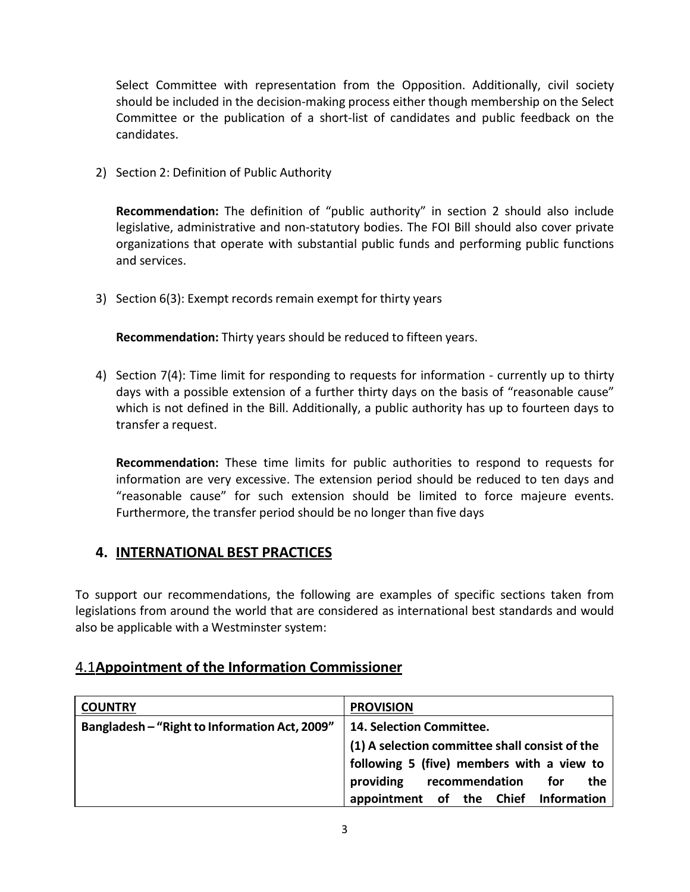Select Committee with representation from the Opposition. Additionally, civil society should be included in the decision-making process either though membership on the Select Committee or the publication of a short-list of candidates and public feedback on the candidates.

2) Section 2: Definition of Public Authority

   **Recommendation:** The definition of "public authority" in section 2 should also include legislative, administrative and non-statutory bodies. The FOI Bill should also cover private organizations that operate with substantial public funds and performing public functions and services.

3) Section 6(3): Exempt records remain exempt for thirty years

   **Recommendation:** Thirty years should be reduced to fifteen years.

4) Section 7(4): Time limit for responding to requests for information - currently up to thirty days with a possible extension of a further thirty days on the basis of "reasonable cause" which is not defined in the Bill. Additionally, a public authority has up to fourteen days to transfer a request.

   **Recommendation:** These time limits for public authorities to respond to requests for information are very excessive. The extension period should be reduced to ten days and "reasonable cause" for such extension should be limited to force majeure events. Furthermore, the transfer period should be no longer than five days

## 4. INTERNATIONAL BEST PRACTICES

To support our recommendations, the following are examples of specific sections taken from legislations from around the world that are considered as international best standards and would also be applicable with a Westminster system:

### 4.1 Appointment of the Information Commissioner

| COUNTRY | PROVISION |
| --- | --- |
| **Bangladesh – "Right to Information Act, 2009"** | **14. Selection Committee.**<br>**(1) A selection committee shall consist of the following 5 (five) members with a view to providing recommendation for the appointment of the Chief Information** |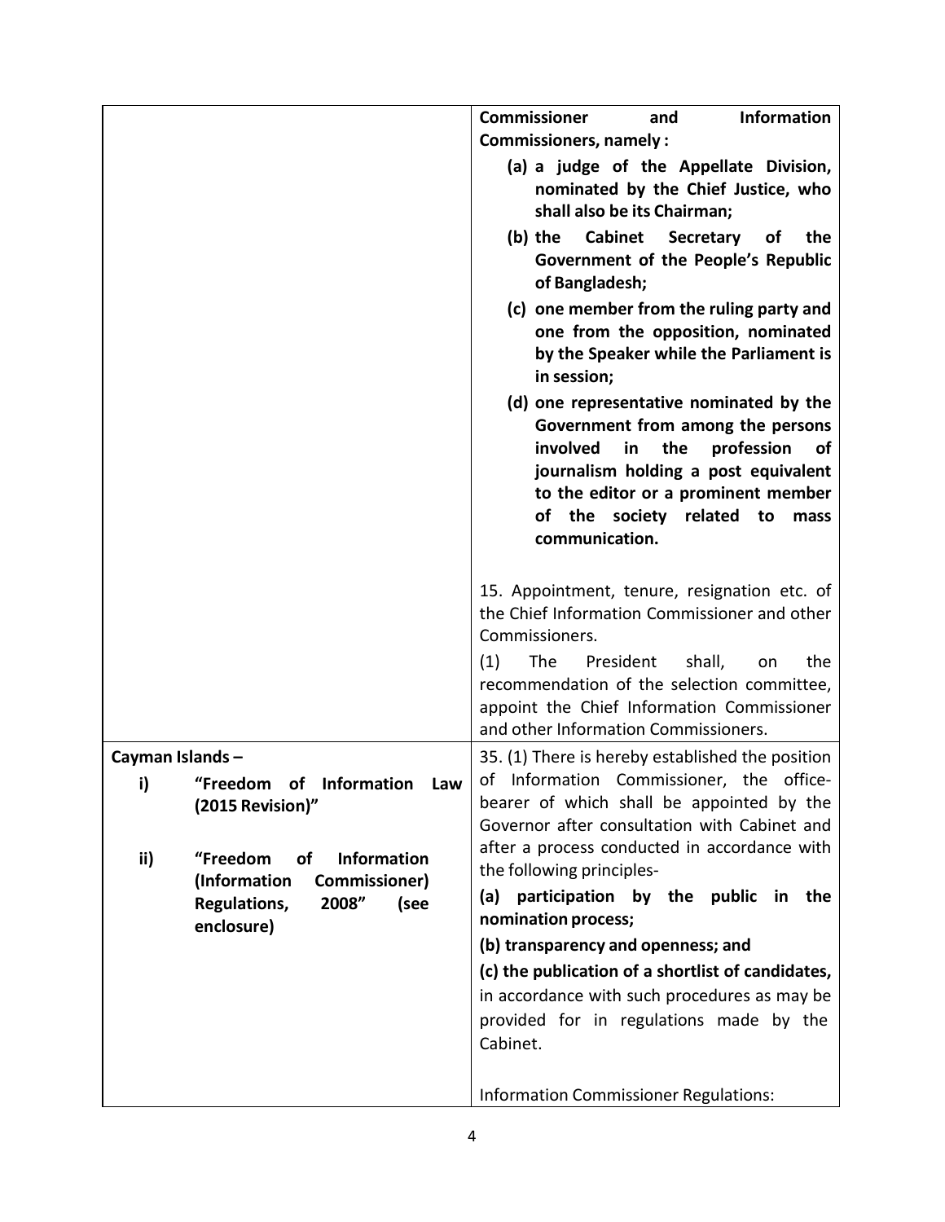| | |
|---|---|
| | **Commissioner and Information Commissioners, namely :**<br>**(a) a judge of the Appellate Division, nominated by the Chief Justice, who shall also be its Chairman;**<br>**(b) the Cabinet Secretary of the Government of the People's Republic of Bangladesh;**<br>**(c) one member from the ruling party and one from the opposition, nominated by the Speaker while the Parliament is in session;**<br>**(d) one representative nominated by the Government from among the persons involved in the profession of journalism holding a post equivalent to the editor or a prominent member of the society related to mass communication.**<br><br>15. Appointment, tenure, resignation etc. of the Chief Information Commissioner and other Commissioners.<br>(1) The President shall, on the recommendation of the selection committee, appoint the Chief Information Commissioner and other Information Commissioners. |
| **Cayman Islands –**<br>**i) "Freedom of Information Law (2015 Revision)"**<br><br>**ii) "Freedom of Information (Information Commissioner) Regulations, 2008" (see enclosure)** | 35. (1) There is hereby established the position of Information Commissioner, the office-bearer of which shall be appointed by the Governor after consultation with Cabinet and after a process conducted in accordance with the following principles-<br>**(a) participation by the public in the nomination process;**<br>**(b) transparency and openness; and**<br>**(c) the publication of a shortlist of candidates,** in accordance with such procedures as may be provided for in regulations made by the Cabinet.<br><br>Information Commissioner Regulations: |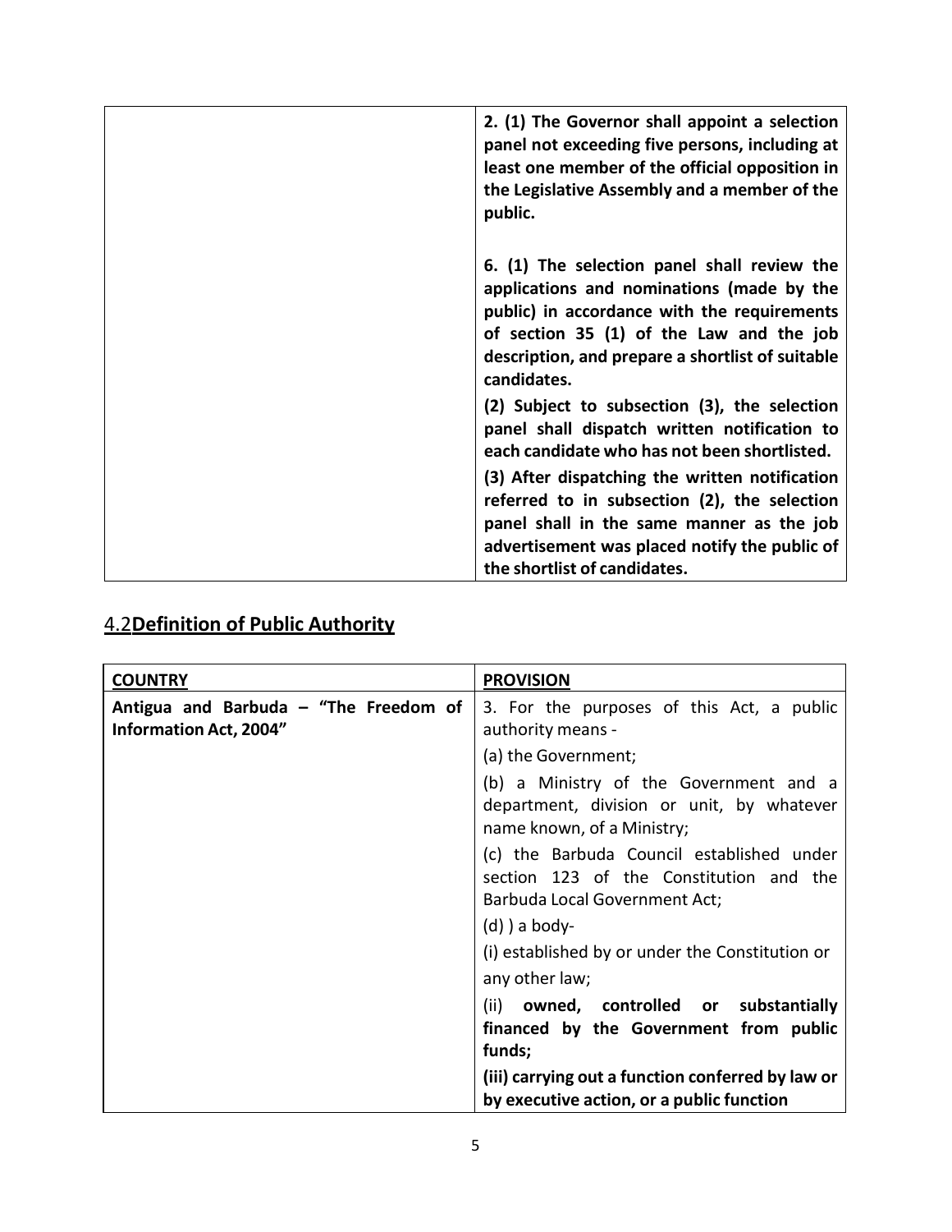| | |
|---|---|
| | **2. (1) The Governor shall appoint a selection panel not exceeding five persons, including at least one member of the official opposition in the Legislative Assembly and a member of the public.**<br><br>**6. (1) The selection panel shall review the applications and nominations (made by the public) in accordance with the requirements of section 35 (1) of the Law and the job description, and prepare a shortlist of suitable candidates.**<br><br>**(2) Subject to subsection (3), the selection panel shall dispatch written notification to each candidate who has not been shortlisted.**<br><br>**(3) After dispatching the written notification referred to in subsection (2), the selection panel shall in the same manner as the job advertisement was placed notify the public of the shortlist of candidates.** |

## 4.2 **Definition of Public Authority**

| **COUNTRY** | **PROVISION** |
|---|---|
| **Antigua and Barbuda – "The Freedom of Information Act, 2004"** | 3. For the purposes of this Act, a public authority means -<br><br>(a) the Government;<br><br>(b) a Ministry of the Government and a department, division or unit, by whatever name known, of a Ministry;<br><br>(c) the Barbuda Council established under section 123 of the Constitution and the Barbuda Local Government Act;<br><br>(d) ) a body-<br><br>(i) established by or under the Constitution or any other law;<br><br>(ii) **owned, controlled or substantially financed by the Government from public funds;**<br><br>**(iii) carrying out a function conferred by law or by executive action, or a public function** |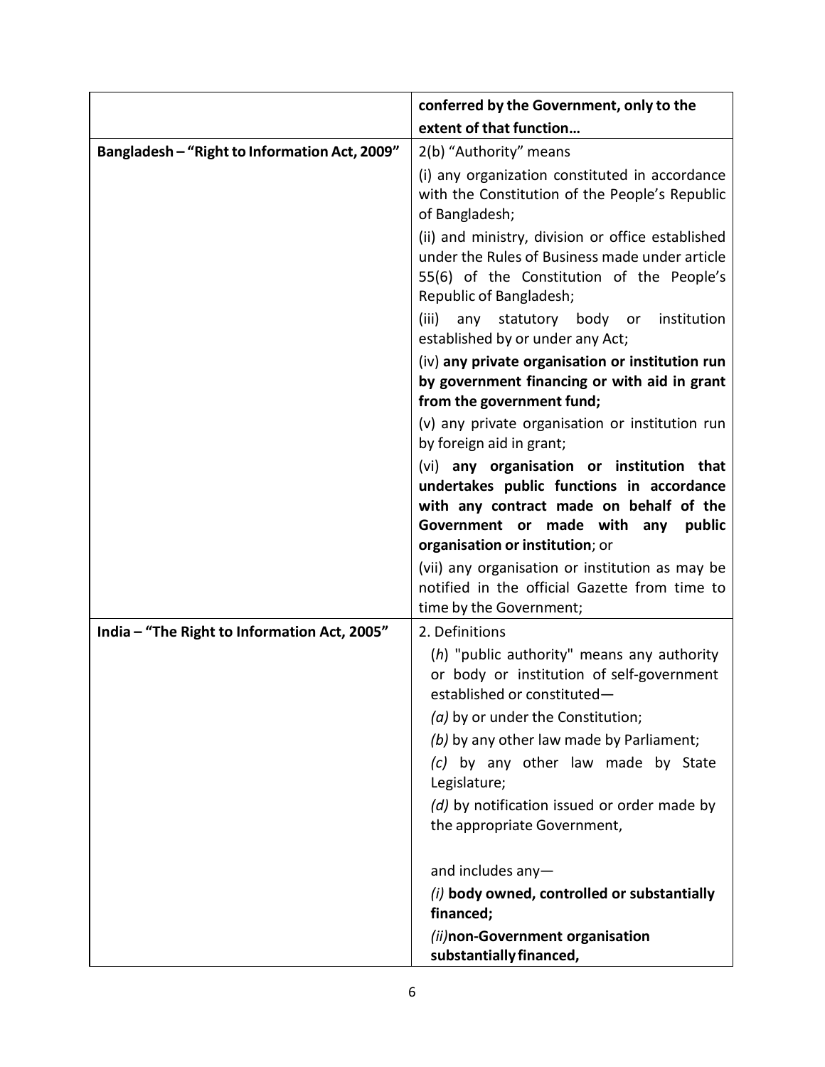| | |
|---|---|
| | **conferred by the Government, only to the extent of that function…** |
| **Bangladesh – "Right to Information Act, 2009"** | 2(b) "Authority" means<br><br>(i) any organization constituted in accordance with the Constitution of the People's Republic of Bangladesh;<br><br>(ii) and ministry, division or office established under the Rules of Business made under article 55(6) of the Constitution of the People's Republic of Bangladesh;<br><br>(iii) any statutory body or institution established by or under any Act;<br><br>(iv) **any private organisation or institution run by government financing or with aid in grant from the government fund;**<br><br>(v) any private organisation or institution run by foreign aid in grant;<br><br>(vi) **any organisation or institution that undertakes public functions in accordance with any contract made on behalf of the Government or made with any public organisation or institution**; or<br><br>(vii) any organisation or institution as may be notified in the official Gazette from time to time by the Government; |
| **India – "The Right to Information Act, 2005"** | 2. Definitions<br><br>(*h*) "public authority" means any authority or body or institution of self-government established or constituted—<br><br>*(a)* by or under the Constitution;<br><br>*(b)* by any other law made by Parliament;<br><br>*(c)* by any other law made by State Legislature;<br><br>*(d)* by notification issued or order made by the appropriate Government,<br><br>and includes any—<br><br>*(i)* **body owned, controlled or substantially financed;**<br><br>*(ii)***non-Government organisation substantially financed,** |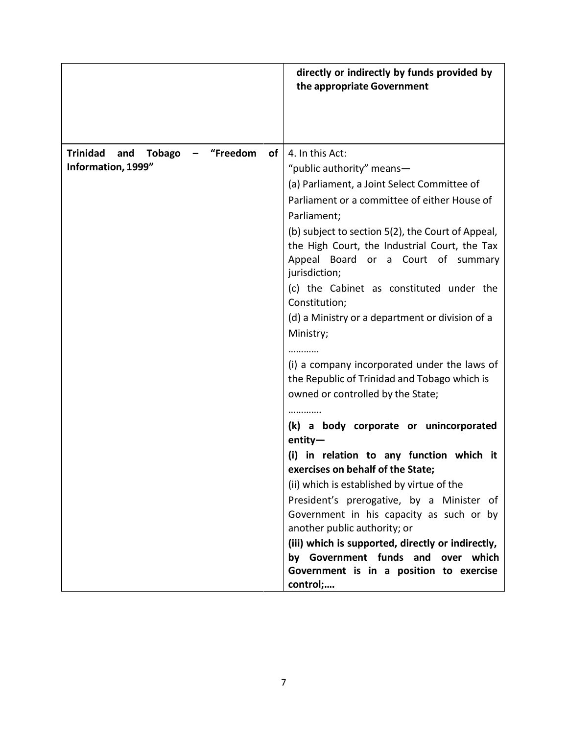| | |
|---|---|
| | **directly or indirectly by funds provided by the appropriate Government** |
| **Trinidad and Tobago – "Freedom of Information, 1999"** | 4. In this Act:<br>"public authority" means—<br>(a) Parliament, a Joint Select Committee of Parliament or a committee of either House of Parliament;<br>(b) subject to section 5(2), the Court of Appeal, the High Court, the Industrial Court, the Tax Appeal Board or a Court of summary jurisdiction;<br>(c) the Cabinet as constituted under the Constitution;<br>(d) a Ministry or a department or division of a Ministry;<br>…………<br>(i) a company incorporated under the laws of the Republic of Trinidad and Tobago which is owned or controlled by the State;<br>………….<br>**(k) a body corporate or unincorporated entity—**<br>**(i) in relation to any function which it exercises on behalf of the State;**<br>(ii) which is established by virtue of the President's prerogative, by a Minister of Government in his capacity as such or by another public authority; or<br>**(iii) which is supported, directly or indirectly, by Government funds and over which Government is in a position to exercise control;….** |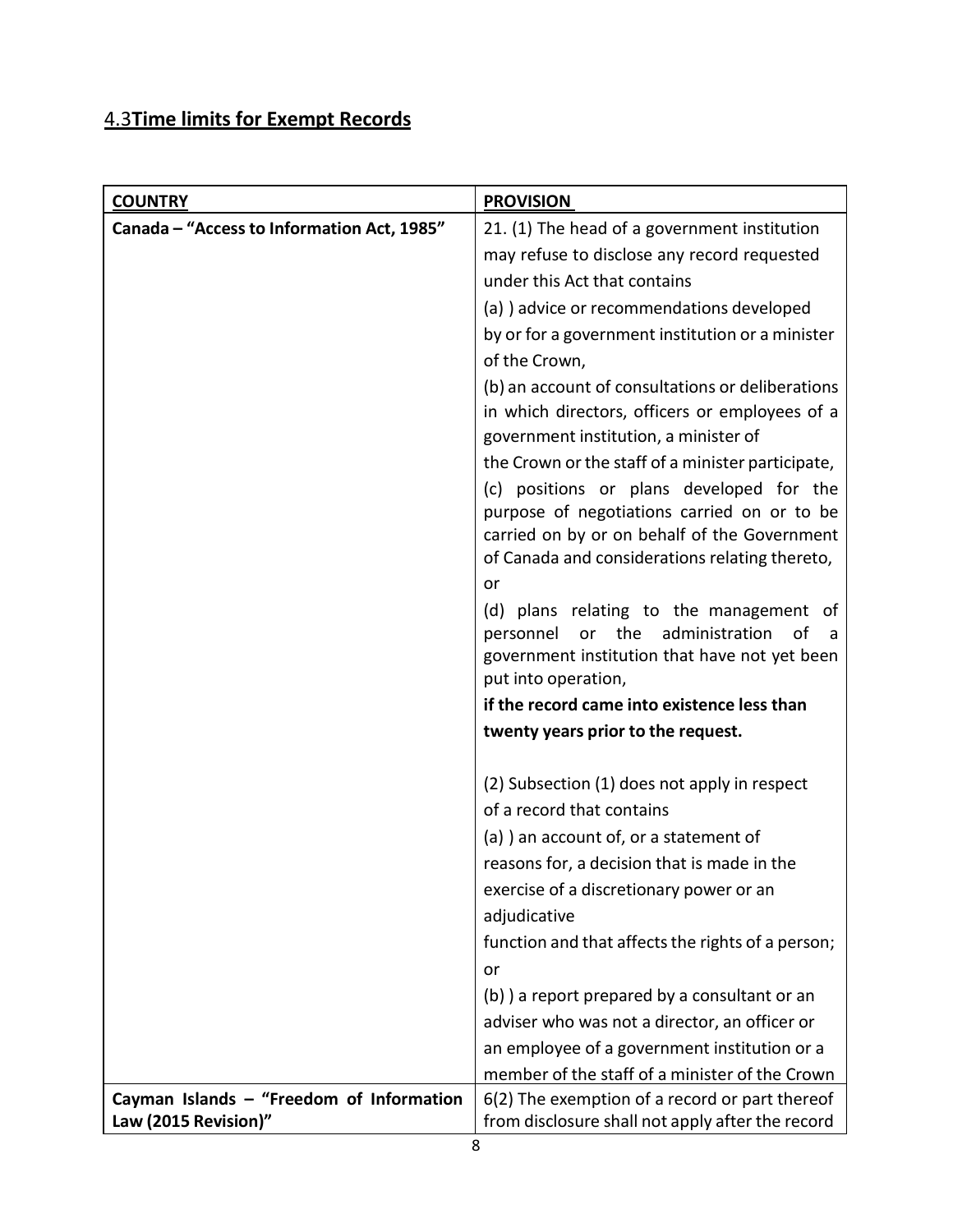## 4.3 Time limits for Exempt Records

| COUNTRY | PROVISION |
|---|---|
| **Canada – "Access to Information Act, 1985"** | 21. (1) The head of a government institution may refuse to disclose any record requested under this Act that contains<br>(a) ) advice or recommendations developed by or for a government institution or a minister of the Crown,<br>(b) an account of consultations or deliberations in which directors, officers or employees of a government institution, a minister of the Crown or the staff of a minister participate,<br>(c) positions or plans developed for the purpose of negotiations carried on or to be carried on by or on behalf of the Government of Canada and considerations relating thereto, or<br>(d) plans relating to the management of personnel or the administration of a government institution that have not yet been put into operation,<br>**if the record came into existence less than twenty years prior to the request.**<br><br>(2) Subsection (1) does not apply in respect of a record that contains<br>(a) ) an account of, or a statement of reasons for, a decision that is made in the exercise of a discretionary power or an adjudicative function and that affects the rights of a person; or<br>(b) ) a report prepared by a consultant or an adviser who was not a director, an officer or an employee of a government institution or a member of the staff of a minister of the Crown |
| **Cayman Islands – "Freedom of Information Law (2015 Revision)"** | 6(2) The exemption of a record or part thereof from disclosure shall not apply after the record |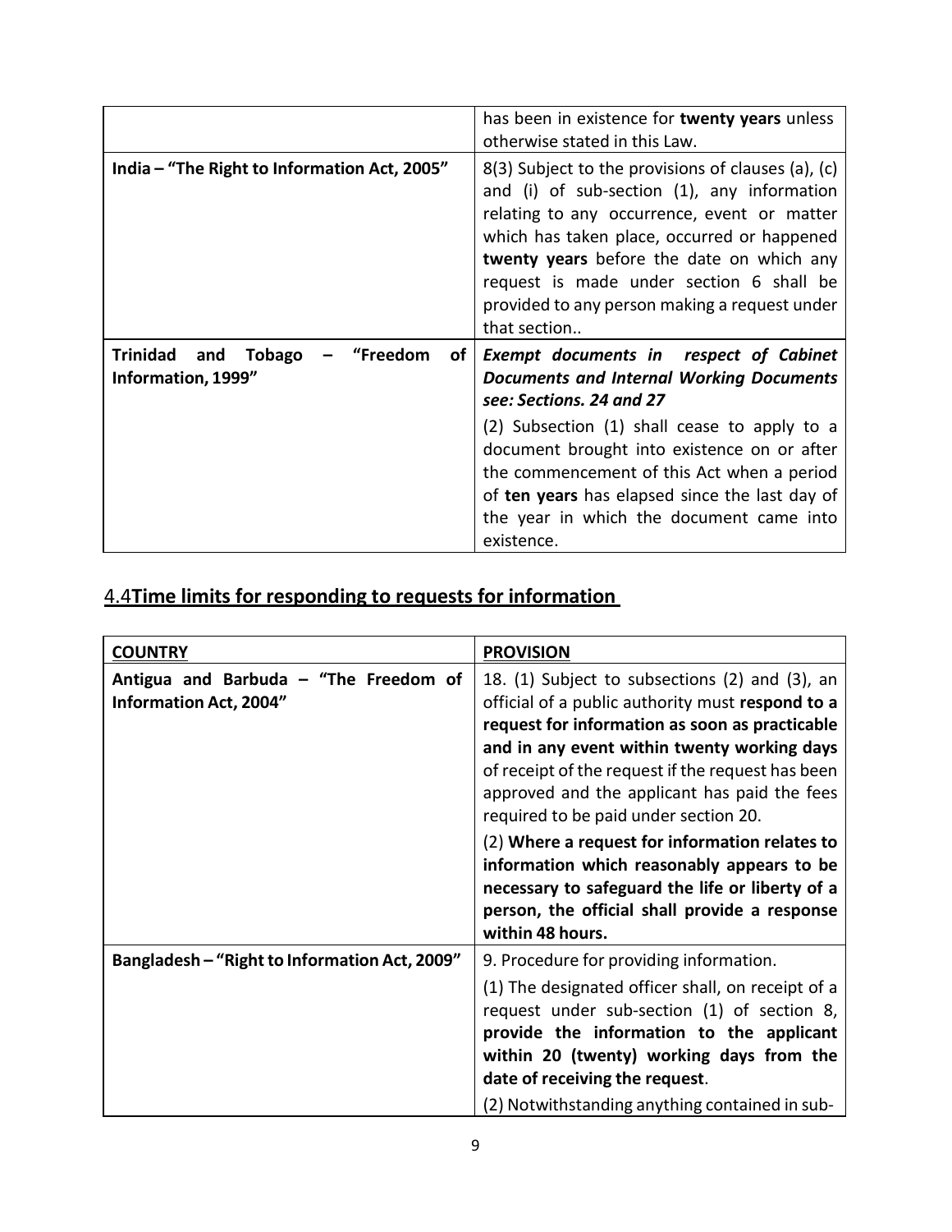| | |
|---|---|
| | has been in existence for **twenty years** unless otherwise stated in this Law. |
| **India – "The Right to Information Act, 2005"** | 8(3) Subject to the provisions of clauses (a), (c) and (i) of sub-section (1), any information relating to any occurrence, event or matter which has taken place, occurred or happened **twenty years** before the date on which any request is made under section 6 shall be provided to any person making a request under that section.. |
| **Trinidad and Tobago – "Freedom of Information, 1999"** | ***Exempt documents in respect of Cabinet Documents and Internal Working Documents see: Sections. 24 and 27*** <br><br> (2) Subsection (1) shall cease to apply to a document brought into existence on or after the commencement of this Act when a period of **ten years** has elapsed since the last day of the year in which the document came into existence. |

## 4.4 **Time limits for responding to requests for information**

| **COUNTRY** | **PROVISION** |
|---|---|
| **Antigua and Barbuda – "The Freedom of Information Act, 2004"** | 18. (1) Subject to subsections (2) and (3), an official of a public authority must **respond to a request for information as soon as practicable and in any event within twenty working days** of receipt of the request if the request has been approved and the applicant has paid the fees required to be paid under section 20. <br><br> (2) **Where a request for information relates to information which reasonably appears to be necessary to safeguard the life or liberty of a person, the official shall provide a response within 48 hours.** |
| **Bangladesh – "Right to Information Act, 2009"** | 9. Procedure for providing information. <br><br> (1) The designated officer shall, on receipt of a request under sub-section (1) of section 8, **provide the information to the applicant within 20 (twenty) working days from the date of receiving the request**. <br><br> (2) Notwithstanding anything contained in sub- |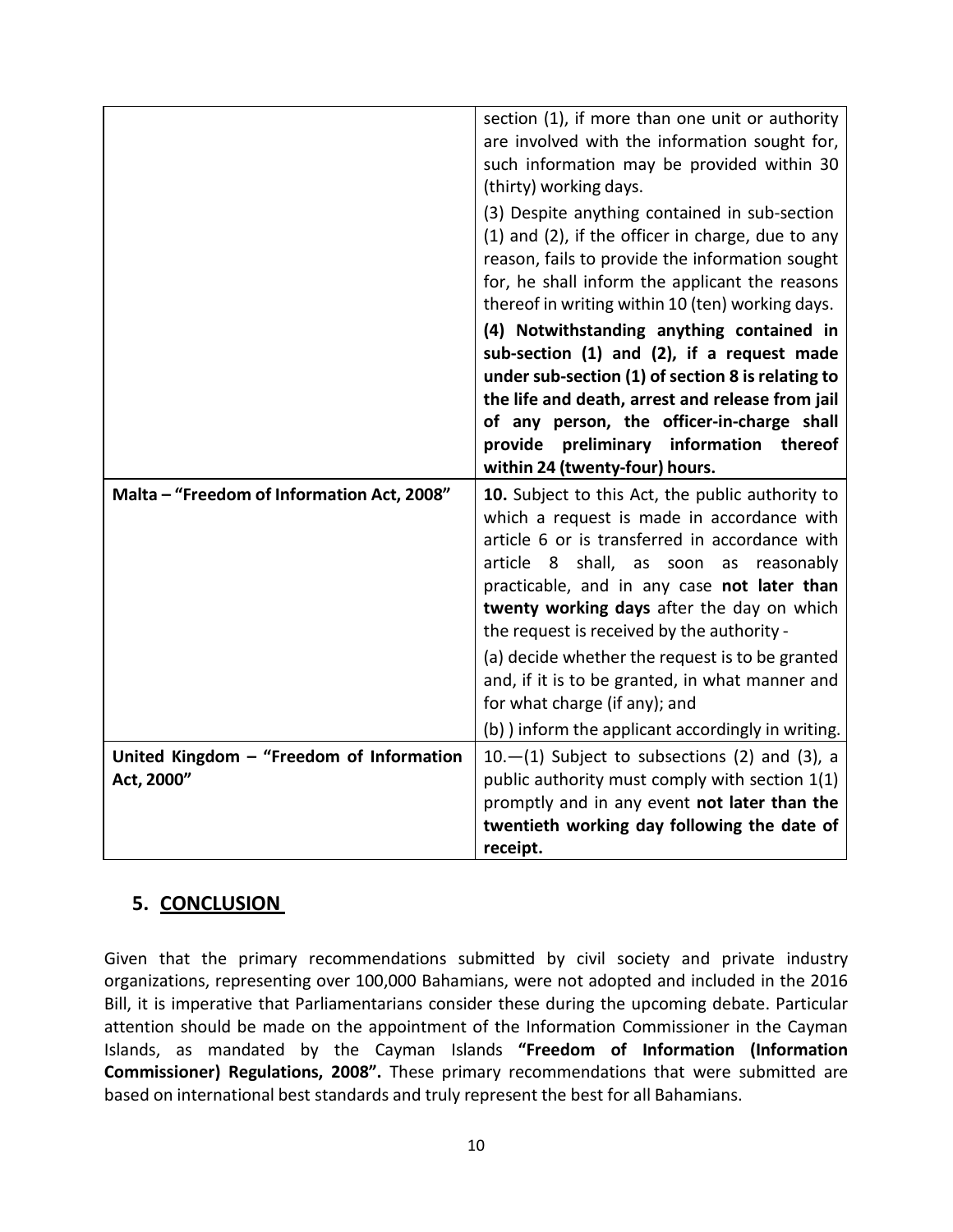| | |
|---|---|
| | section (1), if more than one unit or authority are involved with the information sought for, such information may be provided within 30 (thirty) working days.<br>(3) Despite anything contained in sub-section (1) and (2), if the officer in charge, due to any reason, fails to provide the information sought for, he shall inform the applicant the reasons thereof in writing within 10 (ten) working days.<br>**(4) Notwithstanding anything contained in sub-section (1) and (2), if a request made under sub-section (1) of section 8 is relating to the life and death, arrest and release from jail of any person, the officer-in-charge shall provide preliminary information thereof within 24 (twenty-four) hours.** |
| **Malta – "Freedom of Information Act, 2008"** | **10.** Subject to this Act, the public authority to which a request is made in accordance with article 6 or is transferred in accordance with article 8 shall, as soon as reasonably practicable, and in any case **not later than twenty working days** after the day on which the request is received by the authority -<br>(a) decide whether the request is to be granted and, if it is to be granted, in what manner and for what charge (if any); and<br>(b) ) inform the applicant accordingly in writing. |
| **United Kingdom – "Freedom of Information Act, 2000"** | 10.—(1) Subject to subsections (2) and (3), a public authority must comply with section 1(1) promptly and in any event **not later than the twentieth working day following the date of receipt.** |

## 5. CONCLUSION

Given that the primary recommendations submitted by civil society and private industry organizations, representing over 100,000 Bahamians, were not adopted and included in the 2016 Bill, it is imperative that Parliamentarians consider these during the upcoming debate. Particular attention should be made on the appointment of the Information Commissioner in the Cayman Islands, as mandated by the Cayman Islands **"Freedom of Information (Information Commissioner) Regulations, 2008".** These primary recommendations that were submitted are based on international best standards and truly represent the best for all Bahamians.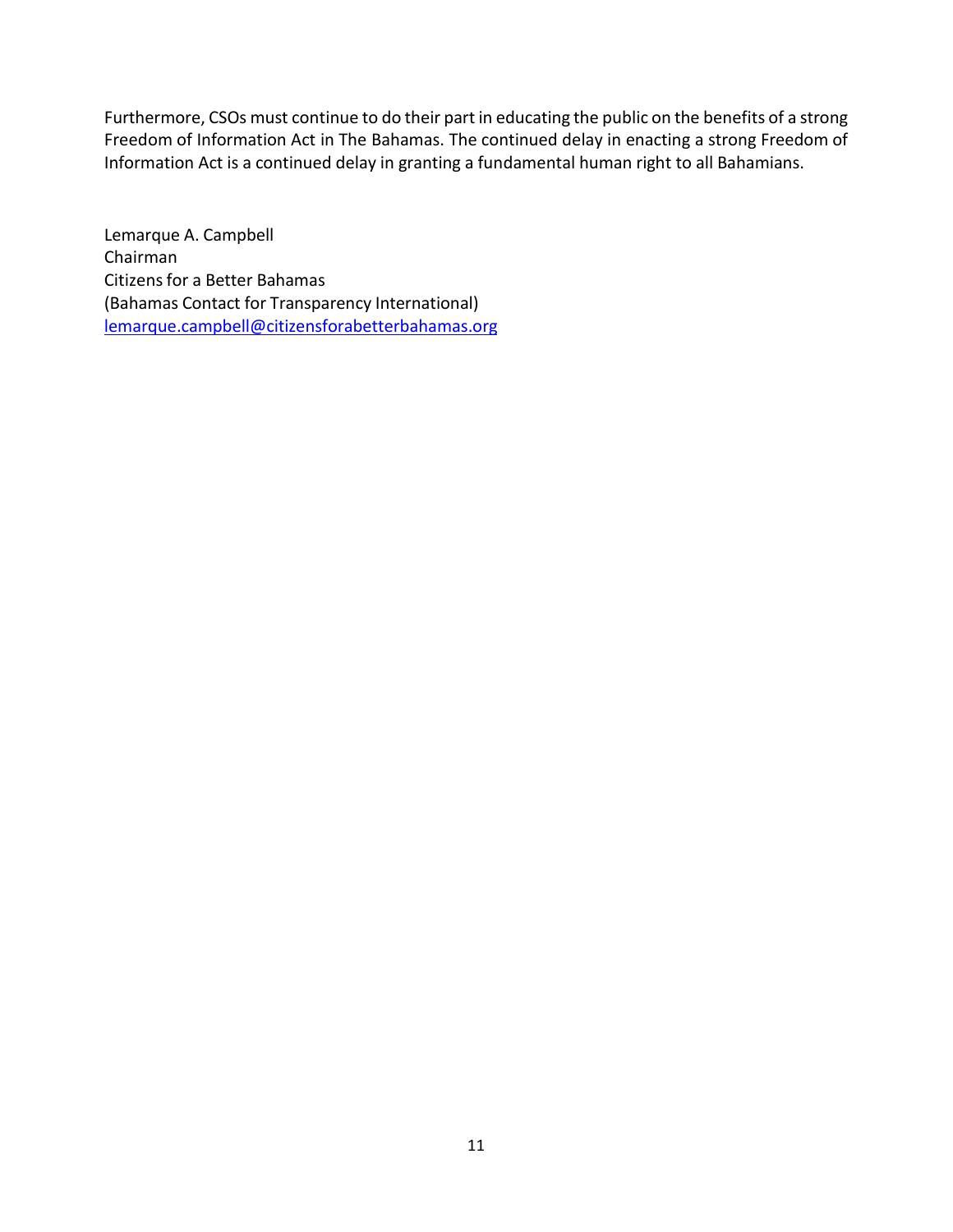Furthermore, CSOs must continue to do their part in educating the public on the benefits of a strong Freedom of Information Act in The Bahamas. The continued delay in enacting a strong Freedom of Information Act is a continued delay in granting a fundamental human right to all Bahamians.

Lemarque A. Campbell
Chairman
Citizens for a Better Bahamas
(Bahamas Contact for Transparency International)
lemarque.campbell@citizensforabetterbahamas.org